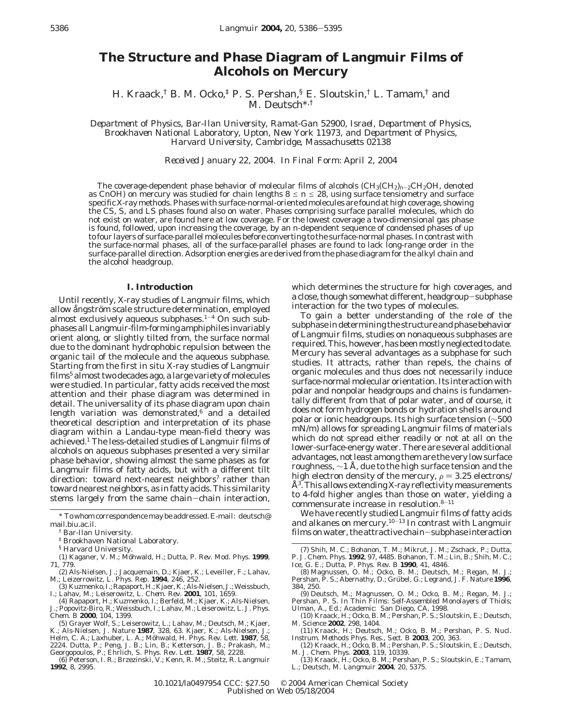# The Structure and Phase Diagram of Langmuir Films of Alcohols on Mercury

H. Kraack,[†] B. M. Ocko,[‡] P. S. Pershan,[§] E. Sloutskin,[†] L. Tamam,[†] and M. Deutsch*,[†]

*Department of Physics, Bar-Ilan University, Ramat-Gan 52900, Israel, Department of Physics, Brookhaven National Laboratory, Upton, New York 11973, and Department of Physics, Harvard University, Cambridge, Massachusetts 02138*

*Received January 22, 2004. In Final Form: April 2, 2004*

The coverage-dependent phase behavior of molecular films of alcohols ($CH_3(CH_2)_{n-2}CH_2OH$, denoted as CnOH) on mercury was studied for chain lengths $8 \le n \le 28$, using surface tensiometry and surface specific X-ray methods. Phases with surface-normal-oriented molecules are found at high coverage, showing the CS, S, and LS phases found also on water. Phases comprising surface parallel molecules, which do not exist on water, are found here at low coverage. For the lowest coverage a two-dimensional gas phase is found, followed, upon increasing the coverage, by an n-dependent sequence of condensed phases of up to four layers of surface-parallel molecules before converting to the surface-normal phases. In contrast with the surface-normal phases, all of the surface-parallel phases are found to lack long-range order in the surface-parallel direction. Adsorption energies are derived from the phase diagram for the alkyl chain and the alcohol headgroup.

## I. Introduction

Until recently, X-ray studies of Langmuir films, which allow ångström scale structure determination, employed almost exclusively aqueous subphases.[1-4] On such subphases all Langmuir-film-forming amphiphiles invariably orient along, or slightly tilted from, the surface normal due to the dominant hydrophobic repulsion between the organic tail of the molecule and the aqueous subphase. Starting from the first in situ X-ray studies of Langmuir films[5] almost two decades ago, a large variety of molecules were studied. In particular, fatty acids received the most attention and their phase diagram was determined in detail. The universality of its phase diagram upon chain length variation was demonstrated,[6] and a detailed theoretical description and interpretation of its phase diagram within a Landau-type mean-field theory was achieved.[1] The less-detailed studies of Langmuir films of alcohols on aqueous subphases presented a very similar phase behavior, showing almost the same phases as for Langmuir films of fatty acids, but with a different tilt direction: toward next-nearest neighbors[7] rather than toward nearest neighbors, as in fatty acids. This similarity stems largely from the same chain−chain interaction, which determines the structure for high coverages, and a close, though somewhat different, headgroup−subphase interaction for the two types of molecules.

To gain a better understanding of the role of the subphase in determining the structure and phase behavior of Langmuir films, studies on nonaqueous subphases are required. This, however, has been mostly neglected to date. Mercury has several advantages as a subphase for such studies. It attracts, rather than repels, the chains of organic molecules and thus does not necessarily induce surface-normal molecular orientation. Its interaction with polar and nonpolar headgroups and chains is fundamentally different from that of polar water, and of course, it does not form hydrogen bonds or hydration shells around polar or ionic headgroups. Its high surface tension (~500 mN/m) allows for spreading Langmuir films of materials which do not spread either readily or not at all on the lower-surface-energy water. There are several additional advantages, not least among them are the very low surface roughness, ~1 Å, due to the high surface tension and the high electron density of the mercury, $\rho = 3.25$ electrons/Å$^3$. This allows extending X-ray reflectivity measurements to 4-fold higher angles than those on water, yielding a commensurate increase in resolution.[8-11]

We have recently studied Langmuir films of fatty acids and alkanes on mercury.[10-13] In contrast with Langmuir films on water, the attractive chain−subphase interaction

---

\* To whom correspondence may be addressed. E-mail: deutsch@mail.biu.ac.il.

† Bar-Ilan University.

‡ Brookhaven National Laboratory.

§ Harvard University.

(1) Kaganer, V. M.; Möhwald, H.; Dutta, P. *Rev. Mod. Phys.* **1999**, 71, 779.

(2) Als-Nielsen, J.; Jacquemain, D.; Kjaer, K.; Leveiller, F.; Lahav, M.; Leizerrowitz, L. *Phys. Rep.* **1994**, 246, 252.

(3) Kuzmenko, I.; Rapaport, H.; Kjaer, K.; Als-Nielsen, J.; Weissbuch, I.; Lahav, M.; Leiserowitz, L. *Chem. Rev.* **2001**, 101, 1659.

(4) Rapaport, H.; Kuzmenko, I.; Berfeld, M.; Kjaer, K.; Als-Nielsen, J.; Popovitz-Biro, R.; Weissbuch, I.; Lahav, M.; Leiserowitz, L. *J. Phys. Chem. B* **2000**, 104, 1399.

(5) Grayer Wolf, S.; Leiserowitz, L.; Lahav, M.; Deutsch, M.; Kjaer, K.; Als-Nielsen, J. *Nature* **1987**, 328, 63. Kjaer, K.; Als-Nielsen, J.; Helm, C. A.; Laxhuber, L. A.; Möhwald, H. *Phys. Rev. Lett.* **1987**, 58, 2224. Dutta, P.; Peng, J. B.; Lin, B.; Ketterson, J. B.; Prakash, M.; Georgopoulos, P.; Ehrlich, S. *Phys. Rev. Lett.* **1987**, 58, 2228.

(6) Peterson, I. R.; Brzezinski, V.; Kenn, R. M.; Steitz, R. *Langmuir* **1992**, 8, 2995.

(7) Shih, M. C.; Bohanon, T. M.; Mikrut, J. M.; Zschack, P.; Dutta, P. *J. Chem. Phys.* **1992**, 97, 4485. Bohanon, T. M.; Lin, B.; Shih, M. C.; Ice, G. E.; Dutta, P. *Phys. Rev. B* **1990**, 41, 4846.

(8) Magnussen, O. M.; Ocko, B. M.; Deutsch, M.; Regan, M. J.; Pershan, P. S.; Abernathy, D.; Grübel, G.; Legrand, J. F. *Nature* **1996**, 384, 250.

(9) Deutsch, M.; Magnussen, O. M.; Ocko, B. M.; Regan, M. J.; Pershan, P. S. In *Thin Films: Self-Assembled Monolayers of Thiols*; Ulman, A., Ed.; Academic: San Diego, CA, 1998.

(10) Kraack, H.; Ocko, B. M.; Pershan, P. S.; Sloutskin, E.; Deutsch, M. *Science* **2002**, 298, 1404.

(11) Kraack, H.; Deutsch, M.; Ocko, B. M.; Pershan, P. S. *Nucl. Instrum. Methods Phys. Res., Sect. B* **2003**, 200, 363.

(12) Kraack, H.; Ocko, B. M.; Pershan, P. S.; Sloutskin, E.; Deutsch, M. *J. Chem. Phys.* **2003**, 119, 10339.

(13) Kraack, H.; Ocko, B. M.; Pershan, P. S.; Sloutskin, E.; Tamam, L.; Deutsch, M. *Langmuir* **2004**, 20, 5375.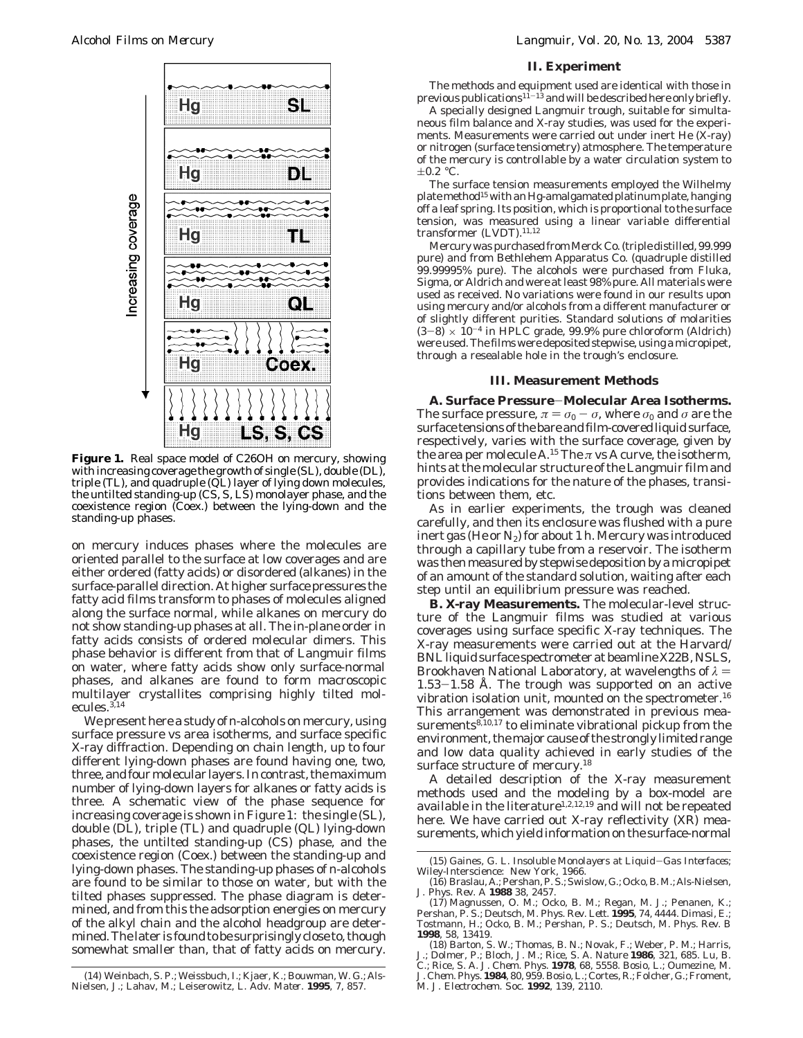Increasing coverage

Hg SL

Hg DL

Hg TL

Hg QL

Hg Coex.

Hg LS, S, CS

**Figure 1.** Real space model of C26OH on mercury, showing with increasing coverage the growth of single (SL), double (DL), triple (TL), and quadruple (QL) layer of lying down molecules, the untilted standing-up (CS, S, LS) monolayer phase, and the coexistence region (Coex.) between the lying-down and the standing-up phases.

on mercury induces phases where the molecules are oriented parallel to the surface at low coverages and are either ordered (fatty acids) or disordered (alkanes) in the surface-parallel direction. At higher surface pressures the fatty acid films transform to phases of molecules aligned along the surface normal, while alkanes on mercury do not show standing-up phases at all. The in-plane order in fatty acids consists of ordered molecular dimers. This phase behavior is different from that of Langmuir films on water, where fatty acids show only surface-normal phases, and alkanes are found to form macroscopic multilayer crystallites comprising highly tilted molecules.[3,14]

We present here a study of n-alcohols on mercury, using surface pressure vs area isotherms, and surface specific X-ray diffraction. Depending on chain length, up to four different lying-down phases are found having one, two, three, and four molecular layers. In contrast, the maximum number of lying-down layers for alkanes or fatty acids is three. A schematic view of the phase sequence for increasing coverage is shown in Figure 1: the single (SL), double (DL), triple (TL) and quadruple (QL) lying-down phases, the untilted standing-up (CS) phase, and the coexistence region (Coex.) between the standing-up and lying-down phases. The standing-up phases of n-alcohols are found to be similar to those on water, but with the tilted phases suppressed. The phase diagram is determined, and from this the adsorption energies on mercury of the alkyl chain and the alcohol headgroup are determined. The later is found to be surprisingly close to, though somewhat smaller than, that of fatty acids on mercury.

## II. Experiment

The methods and equipment used are identical with those in previous publications[11–13] and will be described here only briefly.

A specially designed Langmuir trough, suitable for simultaneous film balance and X-ray studies, was used for the experiments. Measurements were carried out under inert He (X-ray) or nitrogen (surface tensiometry) atmosphere. The temperature of the mercury is controllable by a water circulation system to $\pm 0.2$ °C.

The surface tension measurements employed the Wilhelmy plate method[15] with an Hg-amalgamated platinum plate, hanging off a leaf spring. Its position, which is proportional to the surface tension, was measured using a linear variable differential transformer (LVDT).[11,12]

Mercury was purchased from Merck Co. (triple distilled, 99.999 pure) and from Bethlehem Apparatus Co. (quadruple distilled 99.99995% pure). The alcohols were purchased from Fluka, Sigma, or Aldrich and were at least 98% pure. All materials were used as received. No variations were found in our results upon using mercury and/or alcohols from a different manufacturer or of slightly different purities. Standard solutions of molarities $(3-8) \times 10^{-4}$ in HPLC grade, 99.9% pure chloroform (Aldrich) were used. The films were deposited stepwise, using a micropipet, through a resealable hole in the trough's enclosure.

## III. Measurement Methods

**A. Surface Pressure–Molecular Area Isotherms.** The surface pressure, $\pi = \sigma_0 - \sigma$, where $\sigma_0$ and $\sigma$ are the surface tensions of the bare and film-covered liquid surface, respectively, varies with the surface coverage, given by the area per molecule $A$.[15] The $\pi$ vs $A$ curve, the isotherm, hints at the molecular structure of the Langmuir film and provides indications for the nature of the phases, transitions between them, etc.

As in earlier experiments, the trough was cleaned carefully, and then its enclosure was flushed with a pure inert gas (He or $N_2$) for about 1 h. Mercury was introduced through a capillary tube from a reservoir. The isotherm was then measured by stepwise deposition by a micropipet of an amount of the standard solution, waiting after each step until an equilibrium pressure was reached.

**B. X-ray Measurements.** The molecular-level structure of the Langmuir films was studied at various coverages using surface specific X-ray techniques. The X-ray measurements were carried out at the Harvard/BNL liquid surface spectrometer at beamline X22B, NSLS, Brookhaven National Laboratory, at wavelengths of $\lambda = 1.53-1.58$ Å. The trough was supported on an active vibration isolation unit, mounted on the spectrometer.[16] This arrangement was demonstrated in previous measurements[8,10,17] to eliminate vibrational pickup from the environment, the major cause of the strongly limited range and low data quality achieved in early studies of the surface structure of mercury.[18]

A detailed description of the X-ray measurement methods used and the modeling by a box-model are available in the literature[1,2,12,19] and will not be repeated here. We have carried out X-ray reflectivity (XR) measurements, which yield information on the surface-normal

(14) Weinbach, S. P.; Weissbuch, I.; Kjaer, K.; Bouwman, W. G.; Als-Nielsen, J.; Lahav, M.; Leiserowitz, L. *Adv. Mater.* **1995**, 7, 857.

(15) Gaines, G. L. *Insoluble Monolayers at Liquid–Gas Interfaces*; Wiley-Interscience: New York, 1966.

(16) Braslau, A.; Pershan, P. S.; Swislow, G.; Ocko, B. M.; Als-Nielsen, J. *Phys. Rev. A* **1988** 38, 2457.

(17) Magnussen, O. M.; Ocko, B. M.; Regan, M. J.; Penanen, K.; Pershan, P. S.; Deutsch, M. *Phys. Rev. Lett.* **1995**, 74, 4444. Dimasi, E.; Tostmann, H.; Ocko, B. M.; Pershan, P. S.; Deutsch, M. *Phys. Rev. B* **1998**, 58, 13419.

(18) Barton, S. W.; Thomas, B. N.; Novak, F.; Weber, P. M.; Harris, J.; Dolmer, P.; Bloch, J. M.; Rice, S. A. *Nature* **1986**, 321, 685. Lu, B. C.; Rice, S. A. *J. Chem. Phys.* **1978**, 68, 5558. Bosio, L.; Oumezine, M. *J. Chem. Phys.* **1984**, 80, 959. Bosio, L.; Cortes, R.; Folcher, G.; Froment, M. *J. Electrochem. Soc.* **1992**, 139, 2110.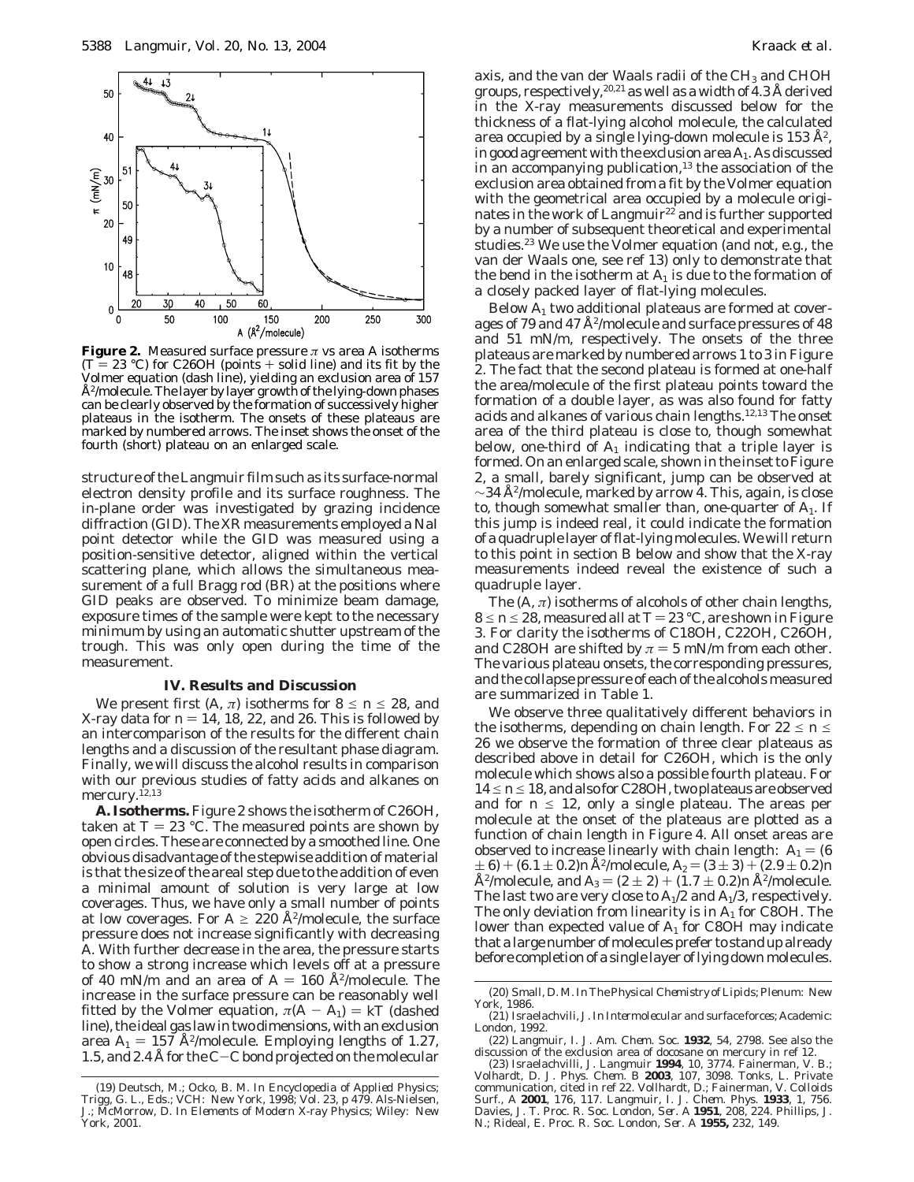**Figure 2.** Measured surface pressure $\pi$ vs area $A$ isotherms ($T = 23$ °C) for C26OH (points + solid line) and its fit by the Volmer equation (dash line), yielding an exclusion area of 157 Å$^2$/molecule. The layer by layer growth of the lying-down phases can be clearly observed by the formation of successively higher plateaus in the isotherm. The onsets of these plateaus are marked by numbered arrows. The inset shows the onset of the fourth (short) plateau on an enlarged scale.

structure of the Langmuir film such as its surface-normal electron density profile and its surface roughness. The in-plane order was investigated by grazing incidence diffraction (GID). The XR measurements employed a NaI point detector while the GID was measured using a position-sensitive detector, aligned within the vertical scattering plane, which allows the simultaneous measurement of a full Bragg rod (BR) at the positions where GID peaks are observed. To minimize beam damage, exposure times of the sample were kept to the necessary minimum by using an automatic shutter upstream of the trough. This was only open during the time of the measurement.

## IV. Results and Discussion

We present first ($A$, $\pi$) isotherms for $8 \leq n \leq 28$, and X-ray data for $n = 14$, 18, 22, and 26. This is followed by an intercomparison of the results for the different chain lengths and a discussion of the resultant phase diagram. Finally, we will discuss the alcohol results in comparison with our previous studies of fatty acids and alkanes on mercury.[12,13]

**A. Isotherms.** Figure 2 shows the isotherm of C26OH, taken at $T = 23$ °C. The measured points are shown by open circles. These are connected by a smoothed line. One obvious disadvantage of the stepwise addition of material is that the size of the areal step due to the addition of even a minimal amount of solution is very large at low coverages. Thus, we have only a small number of points at low coverages. For $A \geq 220$ Å$^2$/molecule, the surface pressure does not increase significantly with decreasing $A$. With further decrease in the area, the pressure starts to show a strong increase which levels off at a pressure of 40 mN/m and an area of $A = 160$ Å$^2$/molecule. The increase in the surface pressure can be reasonably well fitted by the Volmer equation, $\pi(A - A_1) = kT$ (dashed line), the ideal gas law in two dimensions, with an exclusion area $A_1 = 157$ Å$^2$/molecule. Employing lengths of 1.27, 1.5, and 2.4 Å for the C−C bond projected on the molecular axis, and the van der Waals radii of the $CH_3$ and CHOH groups, respectively,[20,21] as well as a width of 4.3 Å derived in the X-ray measurements discussed below for the thickness of a flat-lying alcohol molecule, the calculated area occupied by a single lying-down molecule is 153 Å$^2$, in good agreement with the exclusion area $A_1$. As discussed in an accompanying publication,[13] the association of the exclusion area obtained from a fit by the Volmer equation with the geometrical area occupied by a molecule originates in the work of Langmuir[22] and is further supported by a number of subsequent theoretical and experimental studies.[23] We use the Volmer equation (and not, e.g., the van der Waals one, see ref 13) only to demonstrate that the bend in the isotherm at $A_1$ is due to the formation of a closely packed layer of flat-lying molecules.

Below $A_1$ two additional plateaus are formed at coverages of 79 and 47 Å$^2$/molecule and surface pressures of 48 and 51 mN/m, respectively. The onsets of the three plateaus are marked by numbered arrows 1 to 3 in Figure 2. The fact that the second plateau is formed at one-half the area/molecule of the first plateau points toward the formation of a double layer, as was also found for fatty acids and alkanes of various chain lengths.[12,13] The onset area of the third plateau is close to, though somewhat below, one-third of $A_1$ indicating that a triple layer is formed. On an enlarged scale, shown in the inset to Figure 2, a small, barely significant, jump can be observed at ~34 Å$^2$/molecule, marked by arrow 4. This, again, is close to, though somewhat smaller than, one-quarter of $A_1$. If this jump is indeed real, it could indicate the formation of a quadruple layer of flat-lying molecules. We will return to this point in section B below and show that the X-ray measurements indeed reveal the existence of such a quadruple layer.

The ($A$, $\pi$) isotherms of alcohols of other chain lengths, $8 \leq n \leq 28$, measured all at $T = 23$ °C, are shown in Figure 3. For clarity the isotherms of C18OH, C22OH, C26OH, and C28OH are shifted by $\pi = 5$ mN/m from each other. The various plateau onsets, the corresponding pressures, and the collapse pressure of each of the alcohols measured are summarized in Table 1.

We observe three qualitatively different behaviors in the isotherms, depending on chain length. For $22 \leq n \leq 26$ we observe the formation of three clear plateaus as described above in detail for C26OH, which is the only molecule which shows also a possible fourth plateau. For $14 \leq n \leq 18$, and also for C28OH, two plateaus are observed and for $n \leq 12$, only a single plateau. The areas per molecule at the onset of the plateaus are plotted as a function of chain length in Figure 4. All onset areas are observed to increase linearly with chain length: $A_1 = (6 \pm 6) + (6.1 \pm 0.2)n$ Å$^2$/molecule, $A_2 = (3 \pm 3) + (2.9 \pm 0.2)n$ Å$^2$/molecule, and $A_3 = (2 \pm 2) + (1.7 \pm 0.2)n$ Å$^2$/molecule. The last two are very close to $A_1/2$ and $A_1/3$, respectively. The only deviation from linearity is in $A_1$ for C8OH. The lower than expected value of $A_1$ for C8OH may indicate that a large number of molecules prefer to stand up already before completion of a single layer of lying down molecules.

(19) Deutsch, M.; Ocko, B. M. In *Encyclopedia of Applied Physics*; Trigg, G. L., Eds.; VCH: New York, 1998; Vol. 23, p 479. Als-Nielsen, J.; McMorrow, D. In *Elements of Modern X-ray Physics*; Wiley: New York, 2001.

(20) Small, D. M. In *The Physical Chemistry of Lipids*; Plenum: New York, 1986.

(21) Israelachvili, J. In *Intermolecular and surface forces*; Academic: London, 1992.

(22) Langmuir, I. *J. Am. Chem. Soc.* **1932**, 54, 2798. See also the discussion of the exclusion area of docosane on mercury in ref 12.

(23) Israelachvilli, J. *Langmuir* **1994**, 10, 3774. Fainerman, V. B.; Volhardt, D. *J. Phys. Chem. B* **2003**, 107, 3098. Tonks, L. Private communication, cited in ref 22. Vollhardt, D.; Fainerman, V. *Colloids Surf., A* **2001**, 176, 117. Langmuir, I. *J. Chem. Phys.* **1933**, 1, 756. Davies, J. T. *Proc. R. Soc. London, Ser. A* **1951**, 208, 224. Phillips, J. N.; Rideal, E. *Proc. R. Soc. London, Ser. A* **1955,** 232, 149.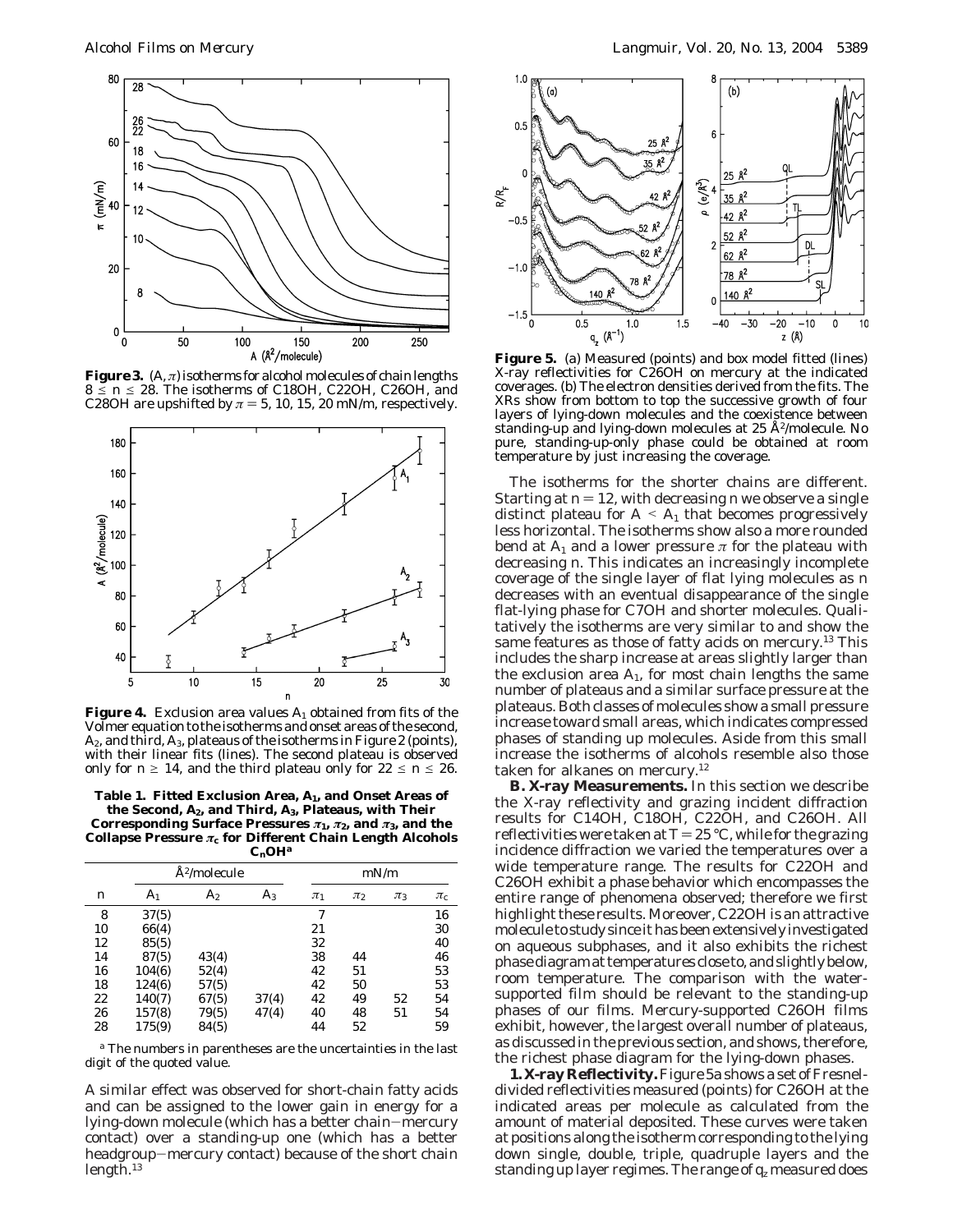**Figure 3.** $(A, \pi)$ isotherms for alcohol molecules of chain lengths $8 \leq n \leq 28$. The isotherms of C18OH, C22OH, C26OH, and C28OH are upshifted by $\pi = 5$, 10, 15, 20 mN/m, respectively.

**Figure 4.** Exclusion area values $A_1$ obtained from fits of the Volmer equation to the isotherms and onset areas of the second, $A_2$, and third, $A_3$, plateaus of the isotherms in Figure 2 (points), with their linear fits (lines). The second plateau is observed only for $n \geq 14$, and the third plateau only for $22 \leq n \leq 26$.

**Table 1. Fitted Exclusion Area, $A_1$, and Onset Areas of the Second, $A_2$, and Third, $A_3$, Plateaus, with Their Corresponding Surface Pressures $\pi_1$, $\pi_2$, and $\pi_3$, and the Collapse Pressure $\pi_c$ for Different Chain Length Alcohols $C_nOH$[a]**

| | Å²/molecule | | | mN/m | | | |
|---|---|---|---|---|---|---|---|
| n | $A_1$ | $A_2$ | $A_3$ | $\pi_1$ | $\pi_2$ | $\pi_3$ | $\pi_c$ |
| 8 | 37(5) | | | 7 | | | 16 |
| 10 | 66(4) | | | 21 | | | 30 |
| 12 | 85(5) | | | 32 | | | 40 |
| 14 | 87(5) | 43(4) | | 38 | 44 | | 46 |
| 16 | 104(6) | 52(4) | | 42 | 51 | | 53 |
| 18 | 124(6) | 57(5) | | 42 | 50 | | 53 |
| 22 | 140(7) | 67(5) | 37(4) | 42 | 49 | 52 | 54 |
| 26 | 157(8) | 79(5) | 47(4) | 40 | 48 | 51 | 54 |
| 28 | 175(9) | 84(5) | | 44 | 52 | | 59 |

[a] The numbers in parentheses are the uncertainties in the last digit of the quoted value.

A similar effect was observed for short-chain fatty acids and can be assigned to the lower gain in energy for a lying-down molecule (which has a better chain–mercury contact) over a standing-up one (which has a better headgroup–mercury contact) because of the short chain length.[13]

**Figure 5.** (a) Measured (points) and box model fitted (lines) X-ray reflectivities for C26OH on mercury at the indicated coverages. (b) The electron densities derived from the fits. The XRs show from bottom to top the successive growth of four layers of lying-down molecules and the coexistence between standing-up and lying-down molecules at 25 Å²/molecule. No pure, standing-up-only phase could be obtained at room temperature by just increasing the coverage.

The isotherms for the shorter chains are different. Starting at $n = 12$, with decreasing $n$ we observe a single distinct plateau for $A < A_1$ that becomes progressively less horizontal. The isotherms show also a more rounded bend at $A_1$ and a lower pressure $\pi$ for the plateau with decreasing $n$. This indicates an increasingly incomplete coverage of the single layer of flat lying molecules as $n$ decreases with an eventual disappearance of the single flat-lying phase for C7OH and shorter molecules. Qualitatively the isotherms are very similar to and show the same features as those of fatty acids on mercury.[13] This includes the sharp increase at areas slightly larger than the exclusion area $A_1$, for most chain lengths the same number of plateaus and a similar surface pressure at the plateaus. Both classes of molecules show a small pressure increase toward small areas, which indicates compressed phases of standing up molecules. Aside from this small increase the isotherms of alcohols resemble also those taken for alkanes on mercury.[12]

**B. X-ray Measurements.** In this section we describe the X-ray reflectivity and grazing incident diffraction results for C14OH, C18OH, C22OH, and C26OH. All reflectivities were taken at $T = 25$ °C, while for the grazing incidence diffraction we varied the temperatures over a wide temperature range. The results for C22OH and C26OH exhibit a phase behavior which encompasses the entire range of phenomena observed; therefore we first highlight these results. Moreover, C22OH is an attractive molecule to study since it has been extensively investigated on aqueous subphases, and it also exhibits the richest phase diagram at temperatures close to, and slightly below, room temperature. The comparison with the water-supported film should be relevant to the standing-up phases of our films. Mercury-supported C26OH films exhibit, however, the largest overall number of plateaus, as discussed in the previous section, and shows, therefore, the richest phase diagram for the lying-down phases.

**1. X-ray Reflectivity.** Figure 5a shows a set of Fresnel-divided reflectivities measured (points) for C26OH at the indicated areas per molecule as calculated from the amount of material deposited. These curves were taken at positions along the isotherm corresponding to the lying down single, double, triple, quadruple layers and the standing up layer regimes. The range of $q_z$ measured does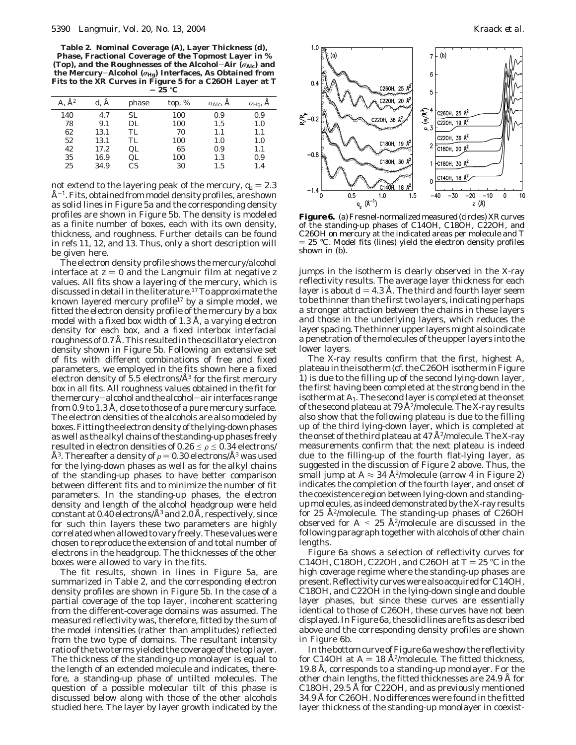**Table 2. Nominal Coverage (A), Layer Thickness (d), Phase, Fractional Coverage of the Topmost Layer in % (Top), and the Roughnesses of the Alcohol−Air ($\sigma_{Alc}$) and the Mercury−Alcohol ($\sigma_{Hg}$) Interfaces, As Obtained from Fits to the XR Curves in Figure 5 for a C26OH Layer at T = 25 °C**

| A, Å$^2$ | d, Å | phase | top, % | $\sigma_{Alc}$, Å | $\sigma_{Hg}$, Å |
|---|---|---|---|---|---|
| 140 | 4.7 | SL | 100 | 0.9 | 0.9 |
| 78 | 9.1 | DL | 100 | 1.5 | 1.0 |
| 62 | 13.1 | TL | 70 | 1.1 | 1.1 |
| 52 | 13.1 | TL | 100 | 1.0 | 1.0 |
| 42 | 17.2 | QL | 65 | 0.9 | 1.1 |
| 35 | 16.9 | QL | 100 | 1.3 | 0.9 |
| 25 | 34.9 | CS | 30 | 1.5 | 1.4 |

not extend to the layering peak of the mercury, $q_z = 2.3$ Å$^{-1}$. Fits, obtained from model density profiles, are shown as solid lines in Figure 5a and the corresponding density profiles are shown in Figure 5b. The density is modeled as a finite number of boxes, each with its own density, thickness, and roughness. Further details can be found in refs 11, 12, and 13. Thus, only a short description will be given here.

The electron density profile shows the mercury/alcohol interface at $z = 0$ and the Langmuir film at negative $z$ values. All fits show a layering of the mercury, which is discussed in detail in the literature.[17] To approximate the known layered mercury profile[17] by a simple model, we fitted the electron density profile of the mercury by a box model with a fixed box width of 1.3 Å, a varying electron density for each box, and a fixed interbox interfacial roughness of 0.7 Å. This resulted in the oscillatory electron density shown in Figure 5b. Following an extensive set of fits with different combinations of free and fixed parameters, we employed in the fits shown here a fixed electron density of 5.5 electrons/Å$^3$ for the first mercury box in all fits. All roughness values obtained in the fit for the mercury−alcohol and the alcohol−air interfaces range from 0.9 to 1.3 Å, close to those of a pure mercury surface. The electron densities of the alcohols are also modeled by boxes. Fitting the electron density of the lying-down phases as well as the alkyl chains of the standing-up phases freely resulted in electron densities of $0.26 \leq \rho \leq 0.34$ electrons/Å$^3$. Thereafter a density of $\rho = 0.30$ electrons/Å$^3$ was used for the lying-down phases as well as for the alkyl chains of the standing-up phases to have better comparison between different fits and to minimize the number of fit parameters. In the standing-up phases, the electron density and length of the alcohol headgroup were held constant at 0.40 electrons/Å$^3$ and 2.0 Å, respectively, since for such thin layers these two parameters are highly correlated when allowed to vary freely. These values were chosen to reproduce the extension of and total number of electrons in the headgroup. The thicknesses of the other boxes were allowed to vary in the fits.

The fit results, shown in lines in Figure 5a, are summarized in Table 2, and the corresponding electron density profiles are shown in Figure 5b. In the case of a partial coverage of the top layer, incoherent scattering from the different-coverage domains was assumed. The measured reflectivity was, therefore, fitted by the sum of the model intensities (rather than amplitudes) reflected from the two type of domains. The resultant intensity ratio of the two terms yielded the coverage of the top layer. The thickness of the standing-up monolayer is equal to the length of an extended molecule and indicates, therefore, a standing-up phase of untilted molecules. The question of a possible molecular tilt of this phase is discussed below along with those of the other alcohols studied here. The layer by layer growth indicated by the jumps in the isotherm is clearly observed in the X-ray reflectivity results. The average layer thickness for each layer is about $d = 4.3$ Å. The third and fourth layer seem to be thinner than the first two layers, indicating perhaps a stronger attraction between the chains in these layers and those in the underlying layers, which reduces the layer spacing. The thinner upper layers might also indicate a penetration of the molecules of the upper layers into the lower layers.

**Figure 6.** (a) Fresnel-normalized measured (circles) XR curves of the standing-up phases of C14OH, C18OH, C22OH, and C26OH on mercury at the indicated areas per molecule and T = 25 °C. Model fits (lines) yield the electron density profiles shown in (b).

The X-ray results confirm that the first, highest A, plateau in the isotherm (cf. the C26OH isotherm in Figure 1) is due to the filling up of the second lying-down layer, the first having been completed at the strong bend in the isotherm at $A_1$. The second layer is completed at the onset of the second plateau at 79 Å$^2$/molecule. The X-ray results also show that the following plateau is due to the filling up of the third lying-down layer, which is completed at the onset of the third plateau at 47 Å$^2$/molecule. The X-ray measurements confirm that the next plateau is indeed due to the filling-up of the fourth flat-lying layer, as suggested in the discussion of Figure 2 above. Thus, the small jump at $A \approx 34$ Å$^2$/molecule (arrow 4 in Figure 2) indicates the completion of the fourth layer, and onset of the coexistence region between lying-down and standing-up molecules, as indeed demonstrated by the X-ray results for 25 Å$^2$/molecule. The standing-up phases of C26OH observed for $A < 25$ Å$^2$/molecule are discussed in the following paragraph together with alcohols of other chain lengths.

Figure 6a shows a selection of reflectivity curves for C14OH, C18OH, C22OH, and C26OH at T = 25 °C in the high coverage regime where the standing-up phases are present. Reflectivity curves were also acquired for C14OH, C18OH, and C22OH in the lying-down single and double layer phases, but since these curves are essentially identical to those of C26OH, these curves have not been displayed. In Figure 6a, the solid lines are fits as described above and the corresponding density profiles are shown in Figure 6b.

In the bottom curve of Figure 6a we show the reflectivity for C14OH at $A = 18$ Å$^2$/molecule. The fitted thickness, 19.8 Å, corresponds to a standing-up monolayer. For the other chain lengths, the fitted thicknesses are 24.9 Å for C18OH, 29.5 Å for C22OH, and as previously mentioned 34.9 Å for C26OH. No differences were found in the fitted layer thickness of the standing-up monolayer in coexist-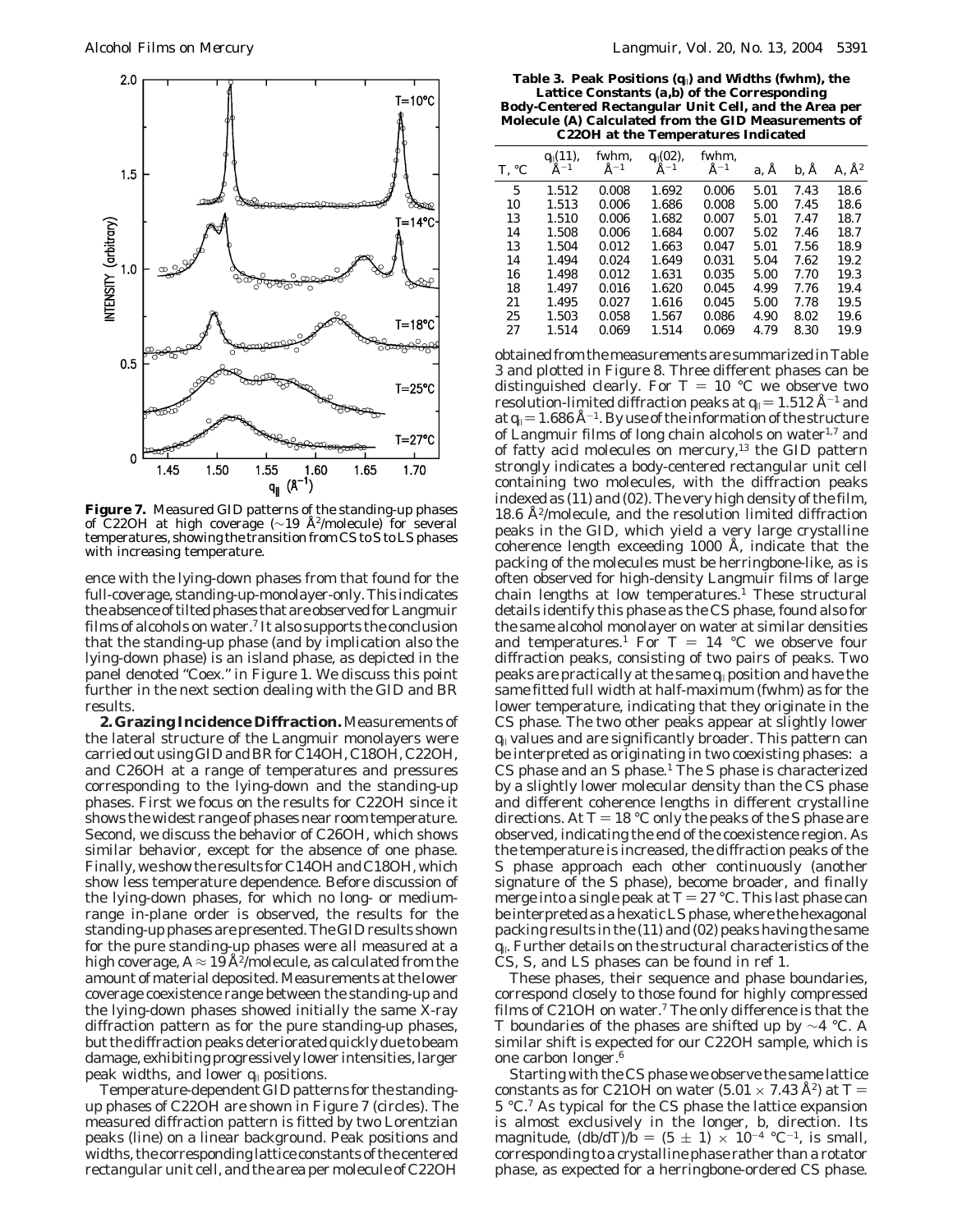**Figure 7.** Measured GID patterns of the standing-up phases of C22OH at high coverage (~19 Å²/molecule) for several temperatures, showing the transition from CS to S to LS phases with increasing temperature.

ence with the lying-down phases from that found for the full-coverage, standing-up-monolayer-only. This indicates the absence of tilted phases that are observed for Langmuir films of alcohols on water.[7] It also supports the conclusion that the standing-up phase (and by implication also the lying-down phase) is an island phase, as depicted in the panel denoted "Coex." in Figure 1. We discuss this point further in the next section dealing with the GID and BR results.

**2. Grazing Incidence Diffraction.** Measurements of the lateral structure of the Langmuir monolayers were carried out using GID and BR for C14OH, C18OH, C22OH, and C26OH at a range of temperatures and pressures corresponding to the lying-down and the standing-up phases. First we focus on the results for C22OH since it shows the widest range of phases near room temperature. Second, we discuss the behavior of C26OH, which shows similar behavior, except for the absence of one phase. Finally, we show the results for C14OH and C18OH, which show less temperature dependence. Before discussion of the lying-down phases, for which no long- or medium-range in-plane order is observed, the results for the standing-up phases are presented. The GID results shown for the pure standing-up phases were all measured at a high coverage, $A \approx 19$ Å²/molecule, as calculated from the amount of material deposited. Measurements at the lower coverage coexistence range between the standing-up and the lying-down phases showed initially the same X-ray diffraction pattern as for the pure standing-up phases, but the diffraction peaks deteriorated quickly due to beam damage, exhibiting progressively lower intensities, larger peak widths, and lower $q_{\|}$ positions.

Temperature-dependent GID patterns for the standing-up phases of C22OH are shown in Figure 7 (circles). The measured diffraction pattern is fitted by two Lorentzian peaks (line) on a linear background. Peak positions and widths, the corresponding lattice constants of the centered rectangular unit cell, and the area per molecule of C22OH

**Table 3. Peak Positions ($q_{\|}$) and Widths (fwhm), the Lattice Constants (a,b) of the Corresponding Body-Centered Rectangular Unit Cell, and the Area per Molecule (A) Calculated from the GID Measurements of C22OH at the Temperatures Indicated**

| T, °C | $q_{\|}(11)$, Å$^{-1}$ | fwhm, Å$^{-1}$ | $q_{\|}(02)$, Å$^{-1}$ | fwhm, Å$^{-1}$ | a, Å | b, Å | A, Å$^2$ |
|---|---|---|---|---|---|---|---|
| 5 | 1.512 | 0.008 | 1.692 | 0.006 | 5.01 | 7.43 | 18.6 |
| 10 | 1.513 | 0.006 | 1.686 | 0.008 | 5.00 | 7.45 | 18.6 |
| 13 | 1.510 | 0.006 | 1.682 | 0.007 | 5.01 | 7.47 | 18.7 |
| 14 | 1.508 | 0.006 | 1.684 | 0.007 | 5.02 | 7.46 | 18.7 |
| 13 | 1.504 | 0.012 | 1.663 | 0.047 | 5.01 | 7.56 | 18.9 |
| 14 | 1.494 | 0.024 | 1.649 | 0.031 | 5.04 | 7.62 | 19.2 |
| 16 | 1.498 | 0.012 | 1.631 | 0.035 | 5.00 | 7.70 | 19.3 |
| 18 | 1.497 | 0.016 | 1.620 | 0.045 | 4.99 | 7.76 | 19.4 |
| 21 | 1.495 | 0.027 | 1.616 | 0.045 | 5.00 | 7.78 | 19.5 |
| 25 | 1.503 | 0.058 | 1.567 | 0.086 | 4.90 | 8.02 | 19.6 |
| 27 | 1.514 | 0.069 | 1.514 | 0.069 | 4.79 | 8.30 | 19.9 |

obtained from the measurements are summarized in Table 3 and plotted in Figure 8. Three different phases can be distinguished clearly. For $T = 10$ °C we observe two resolution-limited diffraction peaks at $q_{\|} = 1.512$ Å$^{-1}$ and at $q_{\|} = 1.686$ Å$^{-1}$. By use of the information of the structure of Langmuir films of long chain alcohols on water[1,7] and of fatty acid molecules on mercury,[13] the GID pattern strongly indicates a body-centered rectangular unit cell containing two molecules, with the diffraction peaks indexed as (11) and (02). The very high density of the film, 18.6 Å²/molecule, and the resolution limited diffraction peaks in the GID, which yield a very large crystalline coherence length exceeding 1000 Å, indicate that the packing of the molecules must be herringbone-like, as is often observed for high-density Langmuir films of large chain lengths at low temperatures.[1] These structural details identify this phase as the CS phase, found also for the same alcohol monolayer on water at similar densities and temperatures.[1] For $T = 14$ °C we observe four diffraction peaks, consisting of two pairs of peaks. Two peaks are practically at the same $q_{\|}$ position and have the same fitted full width at half-maximum (fwhm) as for the lower temperature, indicating that they originate in the CS phase. The two other peaks appear at slightly lower $q_{\|}$ values and are significantly broader. This pattern can be interpreted as originating in two coexisting phases: a CS phase and an S phase.[1] The S phase is characterized by a slightly lower molecular density than the CS phase and different coherence lengths in different crystalline directions. At $T = 18$ °C only the peaks of the S phase are observed, indicating the end of the coexistence region. As the temperature is increased, the diffraction peaks of the S phase approach each other continuously (another signature of the S phase), become broader, and finally merge into a single peak at $T = 27$ °C. This last phase can be interpreted as a hexatic LS phase, where the hexagonal packing results in the (11) and (02) peaks having the same $q_{\|}$. Further details on the structural characteristics of the CS, S, and LS phases can be found in ref 1.

These phases, their sequence and phase boundaries, correspond closely to those found for highly compressed films of C21OH on water.[7] The only difference is that the T boundaries of the phases are shifted up by ~4 °C. A similar shift is expected for our C22OH sample, which is one carbon longer.[6]

Starting with the CS phase we observe the same lattice constants as for C21OH on water (5.01 × 7.43 Å²) at $T = 5$ °C.[7] As typical for the CS phase the lattice expansion is almost exclusively in the longer, b, direction. Its magnitude, $(db/dT)/b = (5 \pm 1) \times 10^{-4}$ °C$^{-1}$, is small, corresponding to a crystalline phase rather than a rotator phase, as expected for a herringbone-ordered CS phase.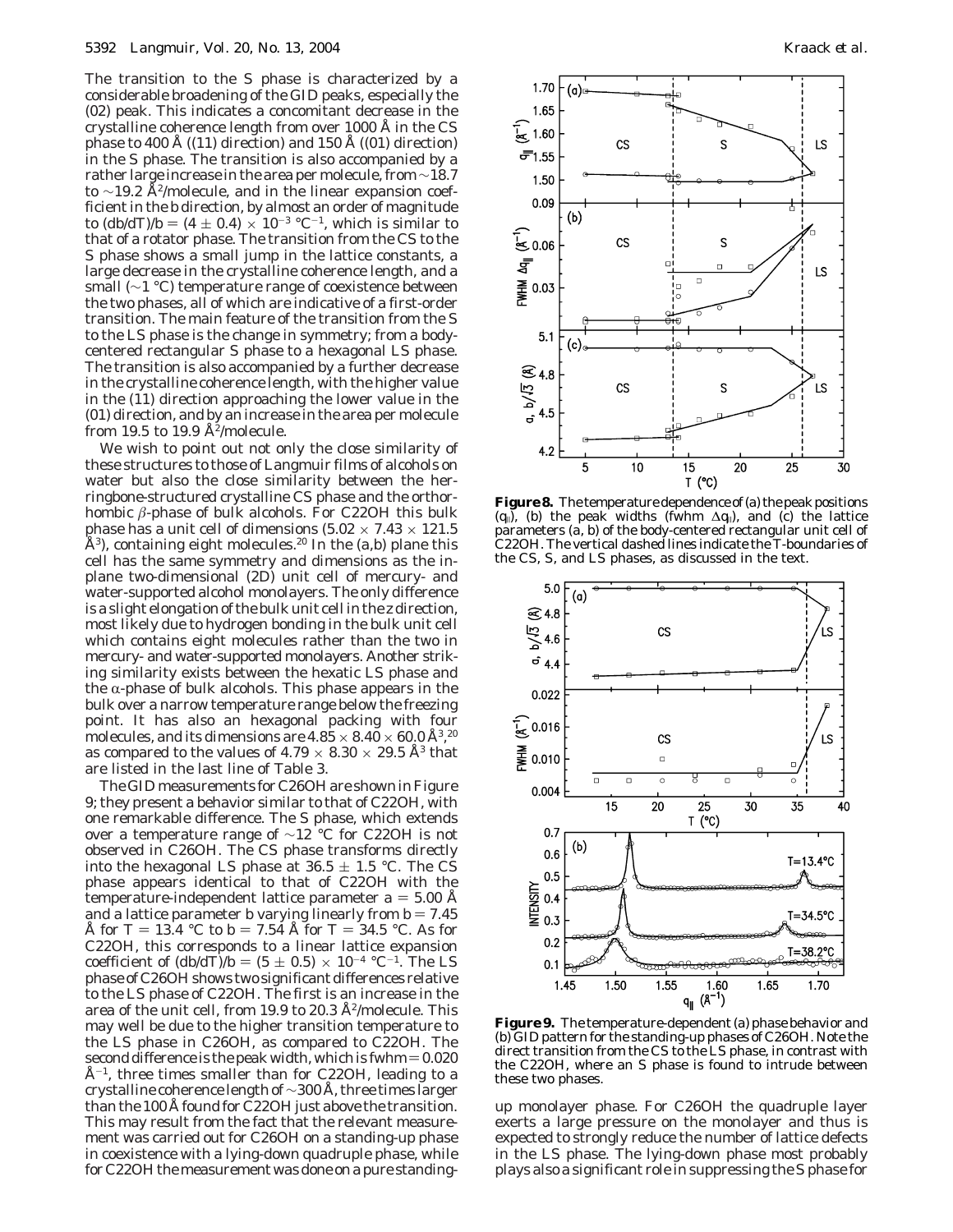The transition to the S phase is characterized by a considerable broadening of the GID peaks, especially the (02) peak. This indicates a concomitant decrease in the crystalline coherence length from over 1000 Å in the CS phase to 400 Å ((11) direction) and 150 Å ((01) direction) in the S phase. The transition is also accompanied by a rather large increase in the area per molecule, from ~18.7 to ~19.2 Å$^2$/molecule, and in the linear expansion coefficient in the b direction, by almost an order of magnitude to $(db/dT)/b = (4 \pm 0.4) \times 10^{-3}$ °C$^{-1}$, which is similar to that of a rotator phase. The transition from the CS to the S phase shows a small jump in the lattice constants, a large decrease in the crystalline coherence length, and a small (~1 °C) temperature range of coexistence between the two phases, all of which are indicative of a first-order transition. The main feature of the transition from the S to the LS phase is the change in symmetry; from a body-centered rectangular S phase to a hexagonal LS phase. The transition is also accompanied by a further decrease in the crystalline coherence length, with the higher value in the (11) direction approaching the lower value in the (01) direction, and by an increase in the area per molecule from 19.5 to 19.9 Å$^2$/molecule.

We wish to point out not only the close similarity of these structures to those of Langmuir films of alcohols on water but also the close similarity between the herringbone-structured crystalline CS phase and the orthorhombic β-phase of bulk alcohols. For C22OH this bulk phase has a unit cell of dimensions (5.02 × 7.43 × 121.5 Å$^3$), containing eight molecules.[20] In the (a,b) plane this cell has the same symmetry and dimensions as the in-plane two-dimensional (2D) unit cell of mercury- and water-supported alcohol monolayers. The only difference is a slight elongation of the bulk unit cell in the z direction, most likely due to hydrogen bonding in the bulk unit cell which contains eight molecules rather than the two in mercury- and water-supported monolayers. Another striking similarity exists between the hexatic LS phase and the α-phase of bulk alcohols. This phase appears in the bulk over a narrow temperature range below the freezing point. It has also an hexagonal packing with four molecules, and its dimensions are 4.85 × 8.40 × 60.0 Å$^3$,[20] as compared to the values of 4.79 × 8.30 × 29.5 Å$^3$ that are listed in the last line of Table 3.

The GID measurements for C26OH are shown in Figure 9; they present a behavior similar to that of C22OH, with one remarkable difference. The S phase, which extends over a temperature range of ~12 °C for C22OH is not observed in C26OH. The CS phase transforms directly into the hexagonal LS phase at 36.5 ± 1.5 °C. The CS phase appears identical to that of C22OH with the temperature-independent lattice parameter a = 5.00 Å and a lattice parameter b varying linearly from b = 7.45 Å for T = 13.4 °C to b = 7.54 Å for T = 34.5 °C. As for C22OH, this corresponds to a linear lattice expansion coefficient of $(db/dT)/b = (5 \pm 0.5) \times 10^{-4}$ °C$^{-1}$. The LS phase of C26OH shows two significant differences relative to the LS phase of C22OH. The first is an increase in the area of the unit cell, from 19.9 to 20.3 Å$^2$/molecule. This may well be due to the higher transition temperature to the LS phase in C26OH, as compared to C22OH. The second difference is the peak width, which is fwhm = 0.020 Å$^{-1}$, three times smaller than for C22OH, leading to a crystalline coherence length of ~300 Å, three times larger than the 100 Å found for C22OH just above the transition. This may result from the fact that the relevant measurement was carried out for C26OH on a standing-up phase in coexistence with a lying-down quadruple phase, while for C22OH the measurement was done on a pure standing-up monolayer phase. For C26OH the quadruple layer exerts a large pressure on the monolayer and thus is expected to strongly reduce the number of lattice defects in the LS phase. The lying-down phase most probably plays also a significant role in suppressing the S phase for

**Figure 8.** The temperature dependence of (a) the peak positions ($q_{\parallel}$), (b) the peak widths (fwhm $\Delta q_{\parallel}$), and (c) the lattice parameters (a, b) of the body-centered rectangular unit cell of C22OH. The vertical dashed lines indicate the T-boundaries of the CS, S, and LS phases, as discussed in the text.

**Figure 9.** The temperature-dependent (a) phase behavior and (b) GID pattern for the standing-up phases of C26OH. Note the direct transition from the CS to the LS phase, in contrast with the C22OH, where an S phase is found to intrude between these two phases.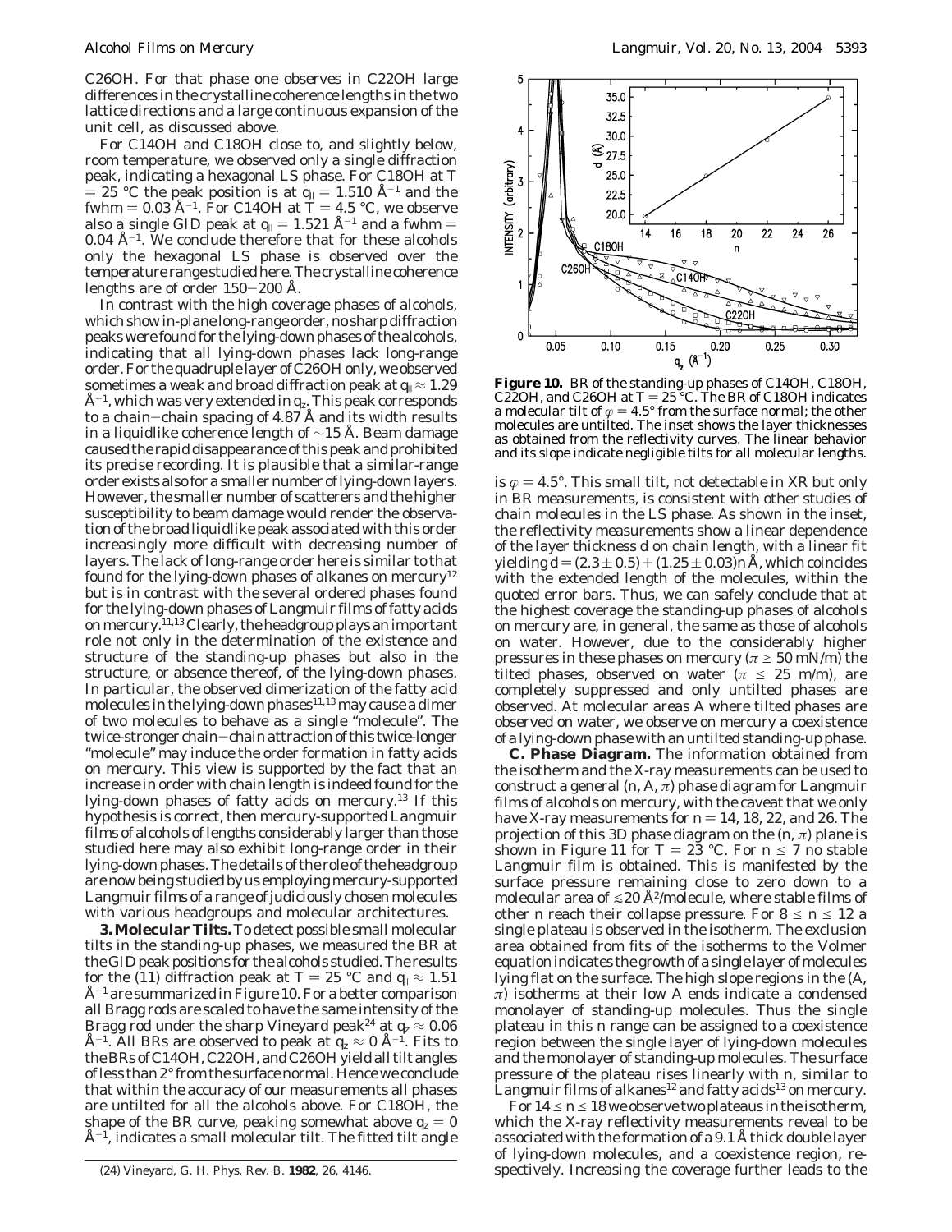C26OH. For that phase one observes in C22OH large differences in the crystalline coherence lengths in the two lattice directions and a large continuous expansion of the unit cell, as discussed above.

For C14OH and C18OH close to, and slightly below, room temperature, we observed only a single diffraction peak, indicating a hexagonal LS phase. For C18OH at $T = 25$ °C the peak position is at $q_{\|} = 1.510$ Å$^{-1}$ and the fwhm = 0.03 Å$^{-1}$. For C14OH at $T = 4.5$ °C, we observe also a single GID peak at $q_{\|} = 1.521$ Å$^{-1}$ and a fwhm = 0.04 Å$^{-1}$. We conclude therefore that for these alcohols only the hexagonal LS phase is observed over the temperature range studied here. The crystalline coherence lengths are of order 150–200 Å.

In contrast with the high coverage phases of alcohols, which show in-plane long-range order, no sharp diffraction peaks were found for the lying-down phases of the alcohols, indicating that all lying-down phases lack long-range order. For the quadruple layer of C26OH only, we observed sometimes a weak and broad diffraction peak at $q_{\|} \approx 1.29$ Å$^{-1}$, which was very extended in $q_z$. This peak corresponds to a chain–chain spacing of 4.87 Å and its width results in a liquidlike coherence length of ~15 Å. Beam damage caused the rapid disappearance of this peak and prohibited its precise recording. It is plausible that a similar-range order exists also for a smaller number of lying-down layers. However, the smaller number of scatterers and the higher susceptibility to beam damage would render the observation of the broad liquidlike peak associated with this order increasingly more difficult with decreasing number of layers. The lack of long-range order here is similar to that found for the lying-down phases of alkanes on mercury[12] but is in contrast with the several ordered phases found for the lying-down phases of Langmuir films of fatty acids on mercury.[11,13] Clearly, the headgroup plays an important role not only in the determination of the existence and structure of the standing-up phases but also in the structure, or absence thereof, of the lying-down phases. In particular, the observed dimerization of the fatty acid molecules in the lying-down phases[11,13] may cause a dimer of two molecules to behave as a single "molecule". The twice-stronger chain–chain attraction of this twice-longer "molecule" may induce the order formation in fatty acids on mercury. This view is supported by the fact that an increase in order with chain length is indeed found for the lying-down phases of fatty acids on mercury.[13] If this hypothesis is correct, then mercury-supported Langmuir films of alcohols of lengths considerably larger than those studied here may also exhibit long-range order in their lying-down phases. The details of the role of the headgroup are now being studied by us employing mercury-supported Langmuir films of a range of judiciously chosen molecules with various headgroups and molecular architectures.

**3. Molecular Tilts.** To detect possible small molecular tilts in the standing-up phases, we measured the BR at the GID peak positions for the alcohols studied. The results for the (11) diffraction peak at $T = 25$ °C and $q_{\|} \approx 1.51$ Å$^{-1}$ are summarized in Figure 10. For a better comparison all Bragg rods are scaled to have the same intensity of the Bragg rod under the sharp Vineyard peak[24] at $q_z \approx 0.06$ Å$^{-1}$. All BRs are observed to peak at $q_z \approx 0$ Å$^{-1}$. Fits to the BRs of C14OH, C22OH, and C26OH yield all tilt angles of less than 2° from the surface normal. Hence we conclude that within the accuracy of our measurements all phases are untilted for all the alcohols above. For C18OH, the shape of the BR curve, peaking somewhat above $q_z = 0$ Å$^{-1}$, indicates a small molecular tilt. The fitted tilt angle is $\varphi = 4.5°$. This small tilt, not detectable in XR but only in BR measurements, is consistent with other studies of chain molecules in the LS phase. As shown in the inset, the reflectivity measurements show a linear dependence of the layer thickness $d$ on chain length, with a linear fit yielding $d = (2.3 \pm 0.5) + (1.25 \pm 0.03)n$ Å, which coincides with the extended length of the molecules, within the quoted error bars. Thus, we can safely conclude that at the highest coverage the standing-up phases of alcohols on mercury are, in general, the same as those of alcohols on water. However, due to the considerably higher pressures in these phases on mercury ($\pi \geq 50$ mN/m) the tilted phases, observed on water ($\pi \leq 25$ m/m), are completely suppressed and only untilted phases are observed. At molecular areas $A$ where tilted phases are observed on water, we observe on mercury a coexistence of a lying-down phase with an untilted standing-up phase.

**Figure 10.** BR of the standing-up phases of C14OH, C18OH, C22OH, and C26OH at $T = 25$ °C. The BR of C18OH indicates a molecular tilt of $\varphi = 4.5°$ from the surface normal; the other molecules are untilted. The inset shows the layer thicknesses as obtained from the reflectivity curves. The linear behavior and its slope indicate negligible tilts for all molecular lengths.

**C. Phase Diagram.** The information obtained from the isotherm and the X-ray measurements can be used to construct a general $(n, A, \pi)$ phase diagram for Langmuir films of alcohols on mercury, with the caveat that we only have X-ray measurements for $n = 14$, 18, 22, and 26. The projection of this 3D phase diagram on the $(n, \pi)$ plane is shown in Figure 11 for $T = 23$ °C. For $n \leq 7$ no stable Langmuir film is obtained. This is manifested by the surface pressure remaining close to zero down to a molecular area of $\lesssim 20$ Å$^2$/molecule, where stable films of other $n$ reach their collapse pressure. For $8 \leq n \leq 12$ a single plateau is observed in the isotherm. The exclusion area obtained from fits of the isotherms to the Volmer equation indicates the growth of a single layer of molecules lying flat on the surface. The high slope regions in the $(A, \pi)$ isotherms at their low $A$ ends indicate a condensed monolayer of standing-up molecules. Thus the single plateau in this $n$ range can be assigned to a coexistence region between the single layer of lying-down molecules and the monolayer of standing-up molecules. The surface pressure of the plateau rises linearly with $n$, similar to Langmuir films of alkanes[12] and fatty acids[13] on mercury.

For $14 \leq n \leq 18$ we observe two plateaus in the isotherm, which the X-ray reflectivity measurements reveal to be associated with the formation of a 9.1 Å thick double layer of lying-down molecules, and a coexistence region, respectively. Increasing the coverage further leads to the

(24) Vineyard, G. H. *Phys. Rev. B* **1982**, *26*, 4146.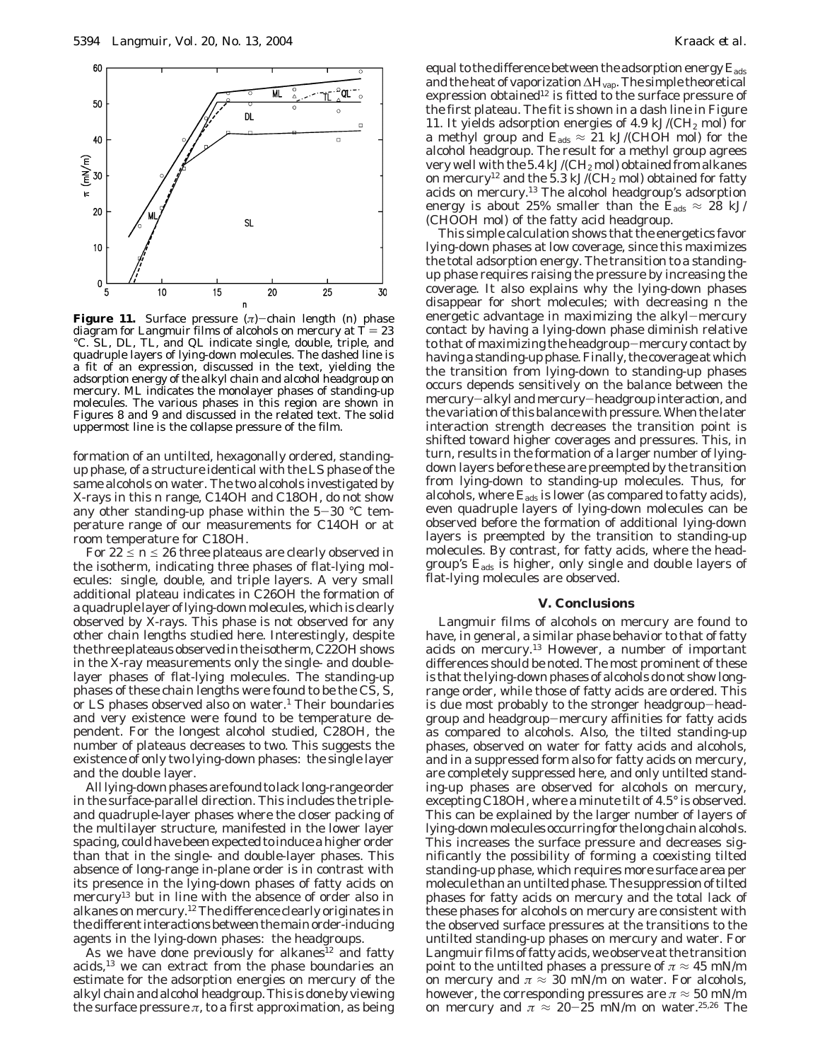**Figure 11.** Surface pressure ($\pi$)–chain length ($n$) phase diagram for Langmuir films of alcohols on mercury at $T = 23$ °C. SL, DL, TL, and QL indicate single, double, triple, and quadruple layers of lying-down molecules. The dashed line is a fit of an expression, discussed in the text, yielding the adsorption energy of the alkyl chain and alcohol headgroup on mercury. ML indicates the monolayer phases of standing-up molecules. The various phases in this region are shown in Figures 8 and 9 and discussed in the related text. The solid uppermost line is the collapse pressure of the film.

formation of an untilted, hexagonally ordered, standing-up phase, of a structure identical with the LS phase of the same alcohols on water. The two alcohols investigated by X-rays in this $n$ range, C14OH and C18OH, do not show any other standing-up phase within the 5–30 °C temperature range of our measurements for C14OH or at room temperature for C18OH.

For $22 \leq n \leq 26$ three plateaus are clearly observed in the isotherm, indicating three phases of flat-lying molecules: single, double, and triple layers. A very small additional plateau indicates in C26OH the formation of a quadruple layer of lying-down molecules, which is clearly observed by X-rays. This phase is not observed for any other chain lengths studied here. Interestingly, despite the three plateaus observed in the isotherm, C22OH shows in the X-ray measurements only the single- and double-layer phases of flat-lying molecules. The standing-up phases of these chain lengths were found to be the CS, S, or LS phases observed also on water.[1] Their boundaries and very existence were found to be temperature dependent. For the longest alcohol studied, C28OH, the number of plateaus decreases to two. This suggests the existence of only two lying-down phases: the single layer and the double layer.

All lying-down phases are found to lack long-range order in the surface-parallel direction. This includes the triple- and quadruple-layer phases where the closer packing of the multilayer structure, manifested in the lower layer spacing, could have been expected to induce a higher order than that in the single- and double-layer phases. This absence of long-range in-plane order is in contrast with its presence in the lying-down phases of fatty acids on mercury[13] but in line with the absence of order also in alkanes on mercury.[12] The difference clearly originates in the different interactions between the main order-inducing agents in the lying-down phases: the headgroups.

As we have done previously for alkanes[12] and fatty acids,[13] we can extract from the phase boundaries an estimate for the adsorption energies on mercury of the alkyl chain and alcohol headgroup. This is done by viewing the surface pressure $\pi$, to a first approximation, as being equal to the difference between the adsorption energy $E_{ads}$ and the heat of vaporization $\Delta H_{vap}$. The simple theoretical expression obtained[12] is fitted to the surface pressure of the first plateau. The fit is shown in a dash line in Figure 11. It yields adsorption energies of 4.9 kJ/(CH$_2$ mol) for a methyl group and $E_{ads} \approx 21$ kJ/(CHOH mol) for the alcohol headgroup. The result for a methyl group agrees very well with the 5.4 kJ/(CH$_2$ mol) obtained from alkanes on mercury[12] and the 5.3 kJ/(CH$_2$ mol) obtained for fatty acids on mercury.[13] The alcohol headgroup's adsorption energy is about 25% smaller than the $E_{ads} \approx 28$ kJ/(CHOOH mol) of the fatty acid headgroup.

This simple calculation shows that the energetics favor lying-down phases at low coverage, since this maximizes the total adsorption energy. The transition to a standing-up phase requires raising the pressure by increasing the coverage. It also explains why the lying-down phases disappear for short molecules; with decreasing $n$ the energetic advantage in maximizing the alkyl–mercury contact by having a lying-down phase diminish relative to that of maximizing the headgroup–mercury contact by having a standing-up phase. Finally, the coverage at which the transition from lying-down to standing-up phases occurs depends sensitively on the balance between the mercury–alkyl and mercury–headgroup interaction, and the variation of this balance with pressure. When the later interaction strength decreases the transition point is shifted toward higher coverages and pressures. This, in turn, results in the formation of a larger number of lying-down layers before these are preempted by the transition from lying-down to standing-up molecules. Thus, for alcohols, where $E_{ads}$ is lower (as compared to fatty acids), even quadruple layers of lying-down molecules can be observed before the formation of additional lying-down layers is preempted by the transition to standing-up molecules. By contrast, for fatty acids, where the headgroup's $E_{ads}$ is higher, only single and double layers of flat-lying molecules are observed.

## V. Conclusions

Langmuir films of alcohols on mercury are found to have, in general, a similar phase behavior to that of fatty acids on mercury.[13] However, a number of important differences should be noted. The most prominent of these is that the lying-down phases of alcohols do not show long-range order, while those of fatty acids are ordered. This is due most probably to the stronger headgroup–headgroup and headgroup–mercury affinities for fatty acids as compared to alcohols. Also, the tilted standing-up phases, observed on water for fatty acids and alcohols, and in a suppressed form also for fatty acids on mercury, are completely suppressed here, and only untilted standing-up phases are observed for alcohols on mercury, excepting C18OH, where a minute tilt of 4.5° is observed. This can be explained by the larger number of layers of lying-down molecules occurring for the long chain alcohols. This increases the surface pressure and decreases significantly the possibility of forming a coexisting tilted standing-up phase, which requires more surface area per molecule than an untilted phase. The suppression of tilted phases for fatty acids on mercury and the total lack of these phases for alcohols on mercury are consistent with the observed surface pressures at the transitions to the untilted standing-up phases on mercury and water. For Langmuir films of fatty acids, we observe at the transition point to the untilted phases a pressure of $\pi \approx 45$ mN/m on mercury and $\pi \approx 30$ mN/m on water. For alcohols, however, the corresponding pressures are $\pi \approx 50$ mN/m on mercury and $\pi \approx 20$–25 mN/m on water.[25,26] The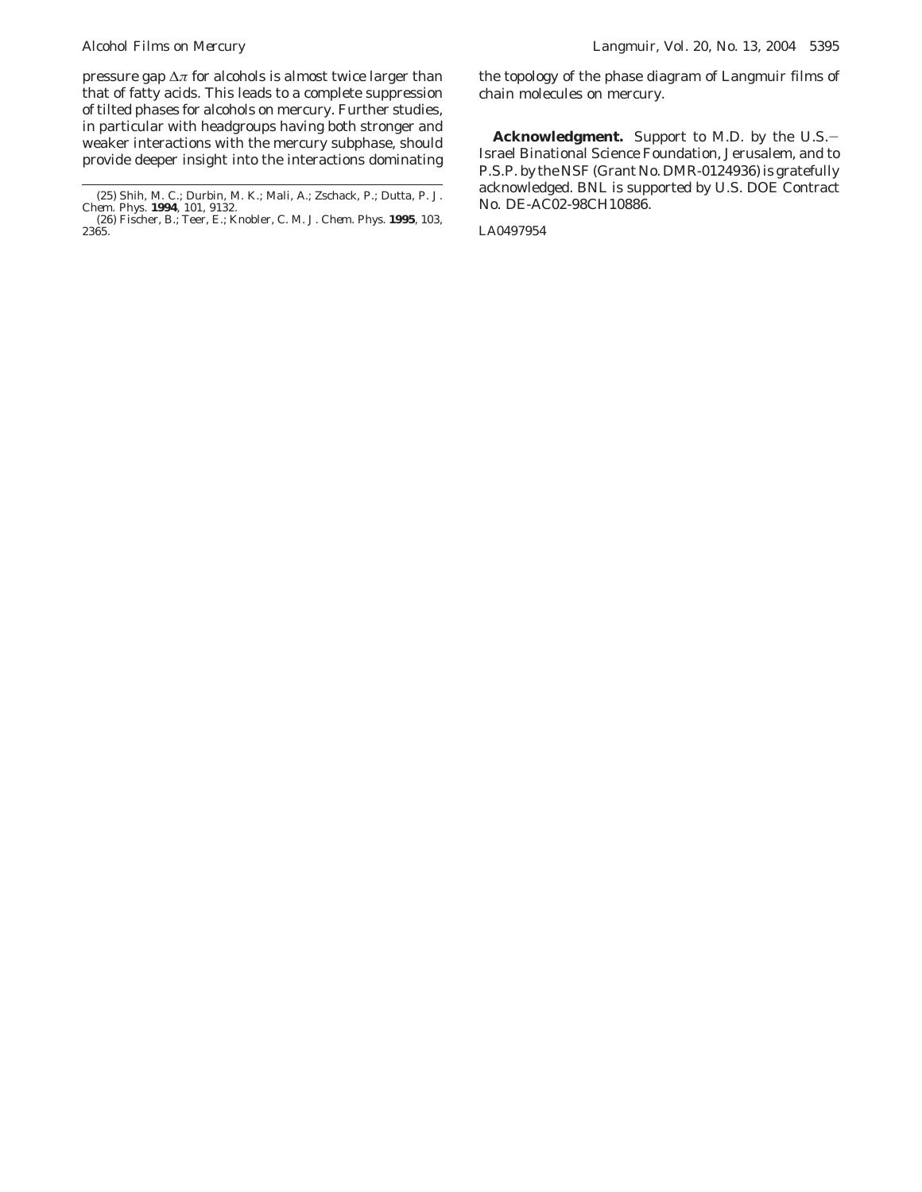pressure gap $\Delta\pi$ for alcohols is almost twice larger than that of fatty acids. This leads to a complete suppression of tilted phases for alcohols on mercury. Further studies, in particular with headgroups having both stronger and weaker interactions with the mercury subphase, should provide deeper insight into the interactions dominating the topology of the phase diagram of Langmuir films of chain molecules on mercury.

**Acknowledgment.** Support to M.D. by the U.S.–Israel Binational Science Foundation, Jerusalem, and to P.S.P. by the NSF (Grant No. DMR-0124936) is gratefully acknowledged. BNL is supported by U.S. DOE Contract No. DE-AC02-98CH10886.

LA0497954

(25) Shih, M. C.; Durbin, M. K.; Mali, A.; Zschack, P.; Dutta, P. *J. Chem. Phys.* **1994**, *101*, 9132.

(26) Fischer, B.; Teer, E.; Knobler, C. M. *J. Chem. Phys.* **1995**, *103*, 2365.